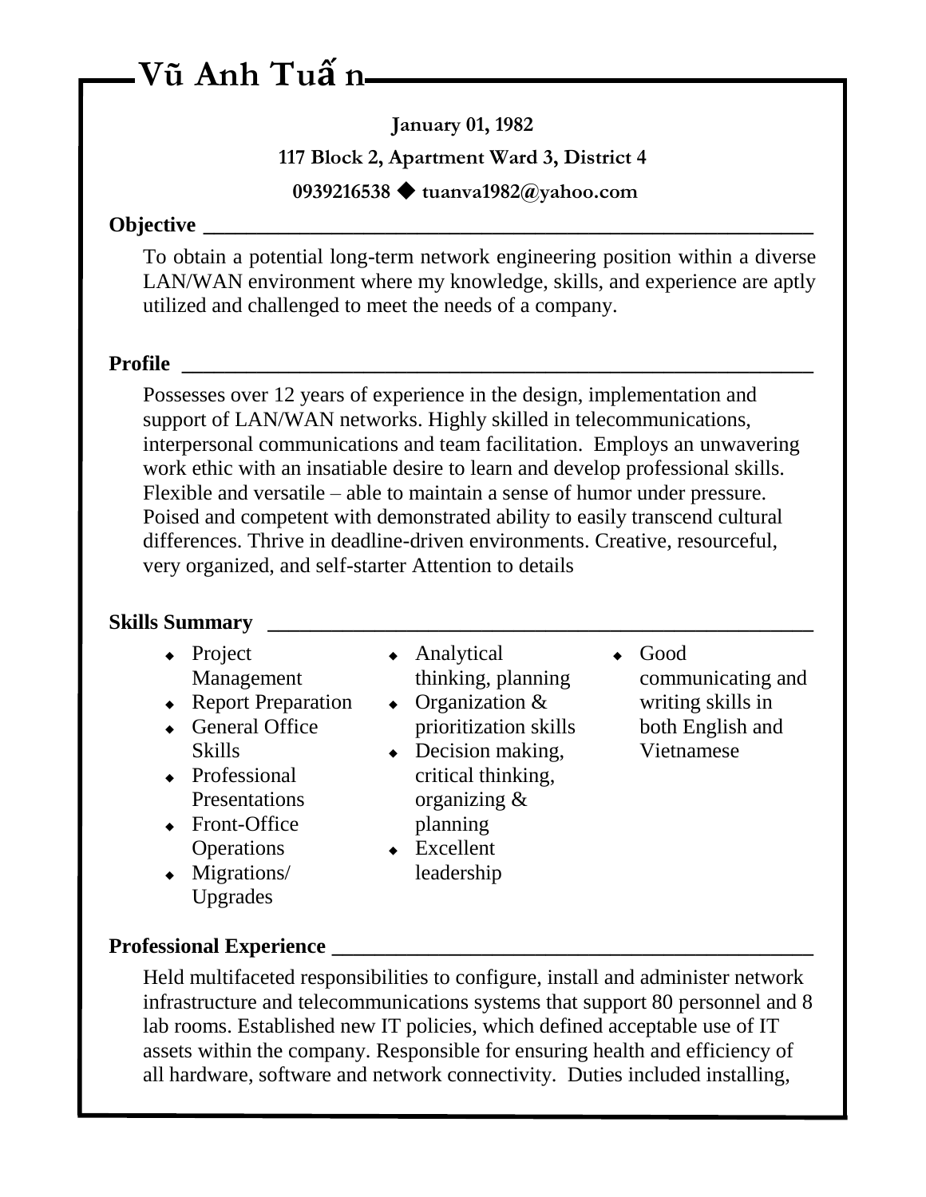# Vũ Anh Tuấn

**January 01, 1982**

**117 Block 2, Apartment Ward 3, District 4**

**0939216538 ◆ tuanva1982@yahoo.com**

## Objective

To obtain a potential long-term network engineering position within a diverse LAN/WAN environment where my knowledge, skills, and experience are aptly utilized and challenged to meet the needs of a company.

## Profile

Possesses over 12 years of experience in the design, implementation and support of LAN/WAN networks. Highly skilled in telecommunications, interpersonal communications and team facilitation. Employs an unwavering work ethic with an insatiable desire to learn and develop professional skills. Flexible and versatile – able to maintain a sense of humor under pressure. Poised and competent with demonstrated ability to easily transcend cultural differences. Thrive in deadline-driven environments. Creative, resourceful, very organized, and self-starter Attention to details

## Skills Summary

- Project Management
- Report Preparation
- General Office Skills
- Professional Presentations
- Front-Office Operations
- Migrations/ Upgrades
- Analytical thinking, planning
- Organization & prioritization skills
- Decision making, critical thinking, organizing & planning
- Excellent leadership
- Good communicating and writing skills in both English and Vietnamese

## Professional Experience

Held multifaceted responsibilities to configure, install and administer network infrastructure and telecommunications systems that support 80 personnel and 8 lab rooms. Established new IT policies, which defined acceptable use of IT assets within the company. Responsible for ensuring health and efficiency of all hardware, software and network connectivity. Duties included installing,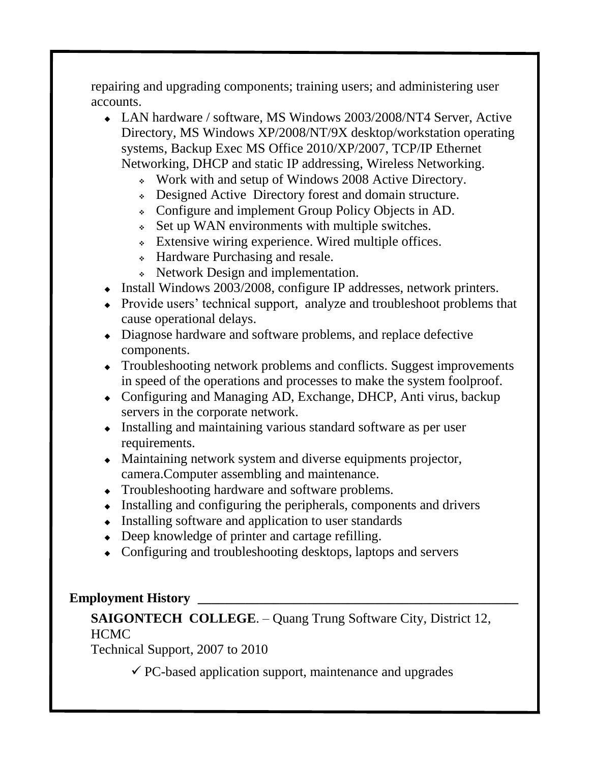repairing and upgrading components; training users; and administering user accounts.

- LAN hardware / software, MS Windows 2003/2008/NT4 Server, Active Directory, MS Windows XP/2008/NT/9X desktop/workstation operating systems, Backup Exec MS Office 2010/XP/2007, TCP/IP Ethernet Networking, DHCP and static IP addressing, Wireless Networking.
  - Work with and setup of Windows 2008 Active Directory.
  - Designed Active Directory forest and domain structure.
  - Configure and implement Group Policy Objects in AD.
  - Set up WAN environments with multiple switches.
  - Extensive wiring experience. Wired multiple offices.
  - Hardware Purchasing and resale.
  - Network Design and implementation.
- Install Windows 2003/2008, configure IP addresses, network printers.
- Provide users' technical support, analyze and troubleshoot problems that cause operational delays.
- Diagnose hardware and software problems, and replace defective components.
- Troubleshooting network problems and conflicts. Suggest improvements in speed of the operations and processes to make the system foolproof.
- Configuring and Managing AD, Exchange, DHCP, Anti virus, backup servers in the corporate network.
- Installing and maintaining various standard software as per user requirements.
- Maintaining network system and diverse equipments projector, camera.Computer assembling and maintenance.
- Troubleshooting hardware and software problems.
- Installing and configuring the peripherals, components and drivers
- Installing software and application to user standards
- Deep knowledge of printer and cartage refilling.
- Configuring and troubleshooting desktops, laptops and servers

## Employment History

**SAIGONTECH COLLEGE**. – Quang Trung Software City, District 12, HCMC
Technical Support, 2007 to 2010

- ✓ PC-based application support, maintenance and upgrades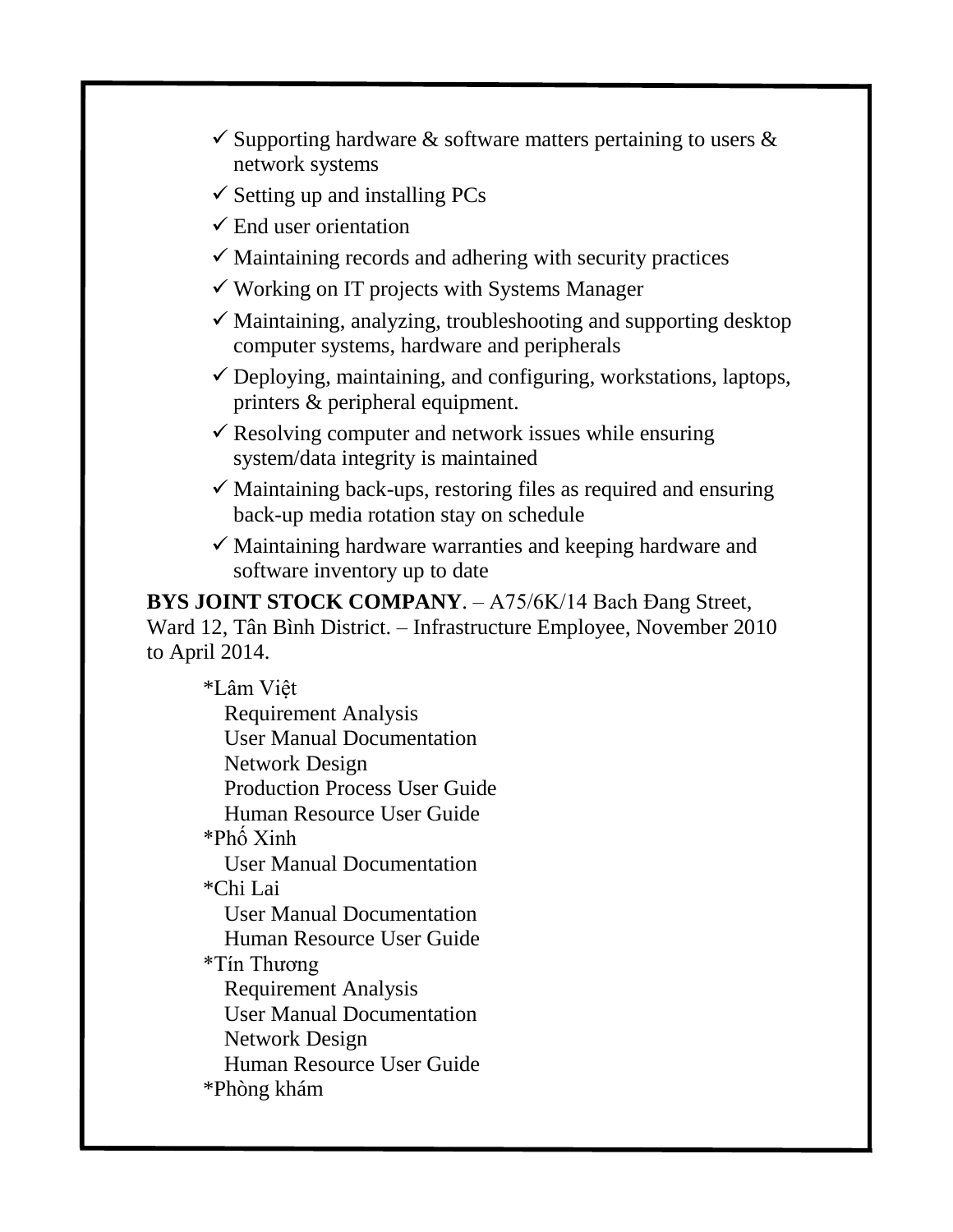- ✓ Supporting hardware & software matters pertaining to users & network systems
- ✓ Setting up and installing PCs
- ✓ End user orientation
- ✓ Maintaining records and adhering with security practices
- ✓ Working on IT projects with Systems Manager
- ✓ Maintaining, analyzing, troubleshooting and supporting desktop computer systems, hardware and peripherals
- ✓ Deploying, maintaining, and configuring, workstations, laptops, printers & peripheral equipment.
- ✓ Resolving computer and network issues while ensuring system/data integrity is maintained
- ✓ Maintaining back-ups, restoring files as required and ensuring back-up media rotation stay on schedule
- ✓ Maintaining hardware warranties and keeping hardware and software inventory up to date

**BYS JOINT STOCK COMPANY**. – A75/6K/14 Bach Đang Street, Ward 12, Tân Bình District. – Infrastructure Employee, November 2010 to April 2014.

*Lâm Việt
  Requirement Analysis
  User Manual Documentation
  Network Design
  Production Process User Guide
  Human Resource User Guide
*Phố Xinh
  User Manual Documentation
*Chi Lai
  User Manual Documentation
  Human Resource User Guide
*Tín Thương
  Requirement Analysis
  User Manual Documentation
  Network Design
  Human Resource User Guide
*Phòng khám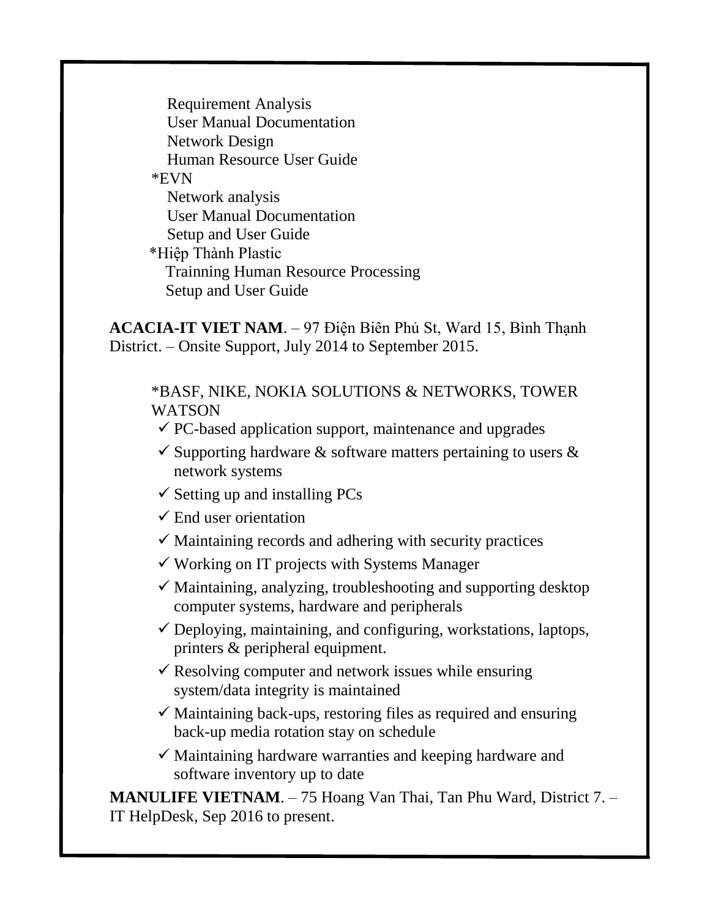Requirement Analysis
User Manual Documentation
Network Design
Human Resource User Guide

*EVN

Network analysis
User Manual Documentation
Setup and User Guide

*Hiệp Thành Plastic

Trainning Human Resource Processing
Setup and User Guide

**ACACIA-IT VIET NAM**. – 97 Điện Biên Phủ St, Ward 15, Bình Thạnh District. – Onsite Support, July 2014 to September 2015.

*BASF, NIKE, NOKIA SOLUTIONS & NETWORKS, TOWER WATSON

- ✓ PC-based application support, maintenance and upgrades
- ✓ Supporting hardware & software matters pertaining to users & network systems
- ✓ Setting up and installing PCs
- ✓ End user orientation
- ✓ Maintaining records and adhering with security practices
- ✓ Working on IT projects with Systems Manager
- ✓ Maintaining, analyzing, troubleshooting and supporting desktop computer systems, hardware and peripherals
- ✓ Deploying, maintaining, and configuring, workstations, laptops, printers & peripheral equipment.
- ✓ Resolving computer and network issues while ensuring system/data integrity is maintained
- ✓ Maintaining back-ups, restoring files as required and ensuring back-up media rotation stay on schedule
- ✓ Maintaining hardware warranties and keeping hardware and software inventory up to date

**MANULIFE VIETNAM**. – 75 Hoang Van Thai, Tan Phu Ward, District 7. – IT HelpDesk, Sep 2016 to present.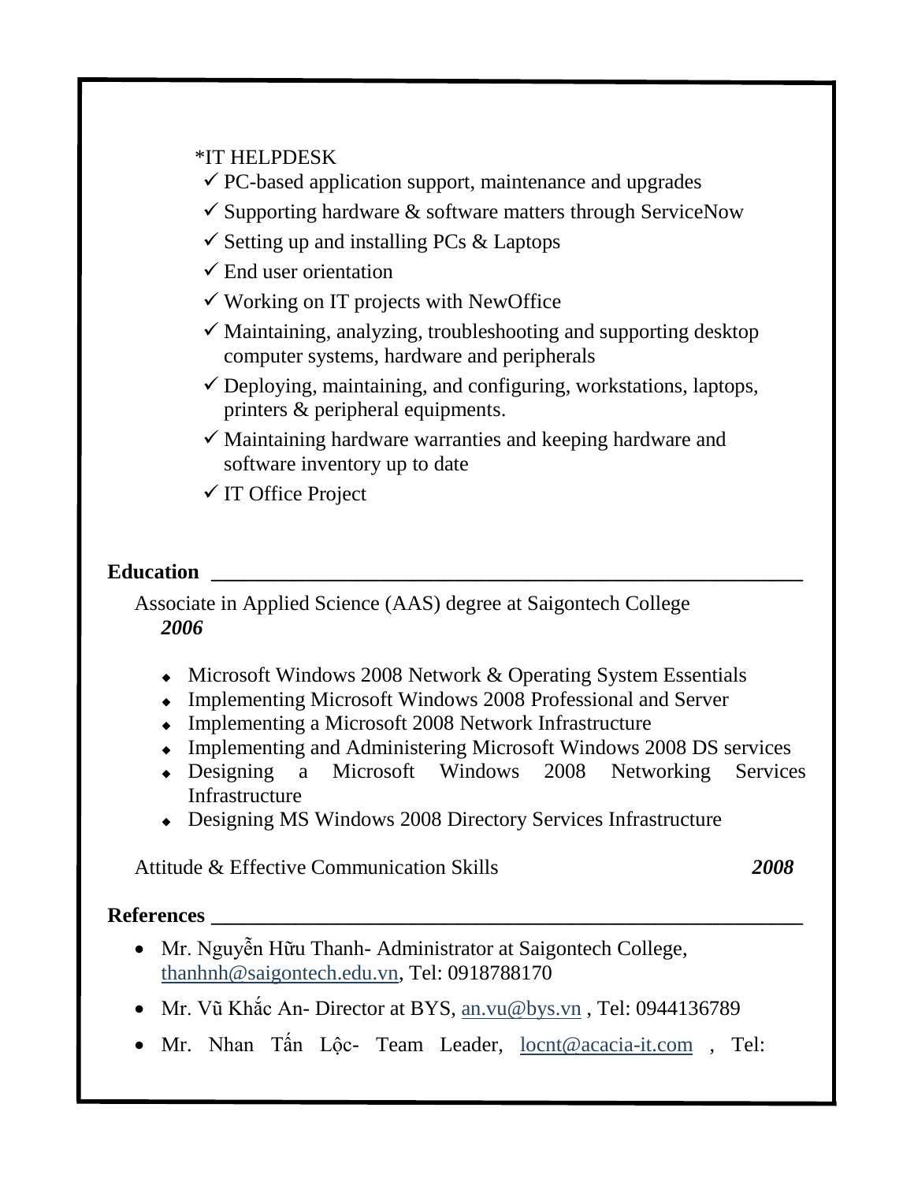*IT HELPDESK

- ✓ PC-based application support, maintenance and upgrades
- ✓ Supporting hardware & software matters through ServiceNow
- ✓ Setting up and installing PCs & Laptops
- ✓ End user orientation
- ✓ Working on IT projects with NewOffice
- ✓ Maintaining, analyzing, troubleshooting and supporting desktop computer systems, hardware and peripherals
- ✓ Deploying, maintaining, and configuring, workstations, laptops, printers & peripheral equipments.
- ✓ Maintaining hardware warranties and keeping hardware and software inventory up to date
- ✓ IT Office Project

## Education

Associate in Applied Science (AAS) degree at Saigontech College
***2006***

- Microsoft Windows 2008 Network & Operating System Essentials
- Implementing Microsoft Windows 2008 Professional and Server
- Implementing a Microsoft 2008 Network Infrastructure
- Implementing and Administering Microsoft Windows 2008 DS services
- Designing a Microsoft Windows 2008 Networking Services Infrastructure
- Designing MS Windows 2008 Directory Services Infrastructure

Attitude & Effective Communication Skills ***2008***

## References

- Mr. Nguyễn Hữu Thanh- Administrator at Saigontech College, thanhnh@saigontech.edu.vn, Tel: 0918788170
- Mr. Vũ Khắc An- Director at BYS, an.vu@bys.vn , Tel: 0944136789
- Mr. Nhan Tấn Lộc- Team Leader, locnt@acacia-it.com , Tel: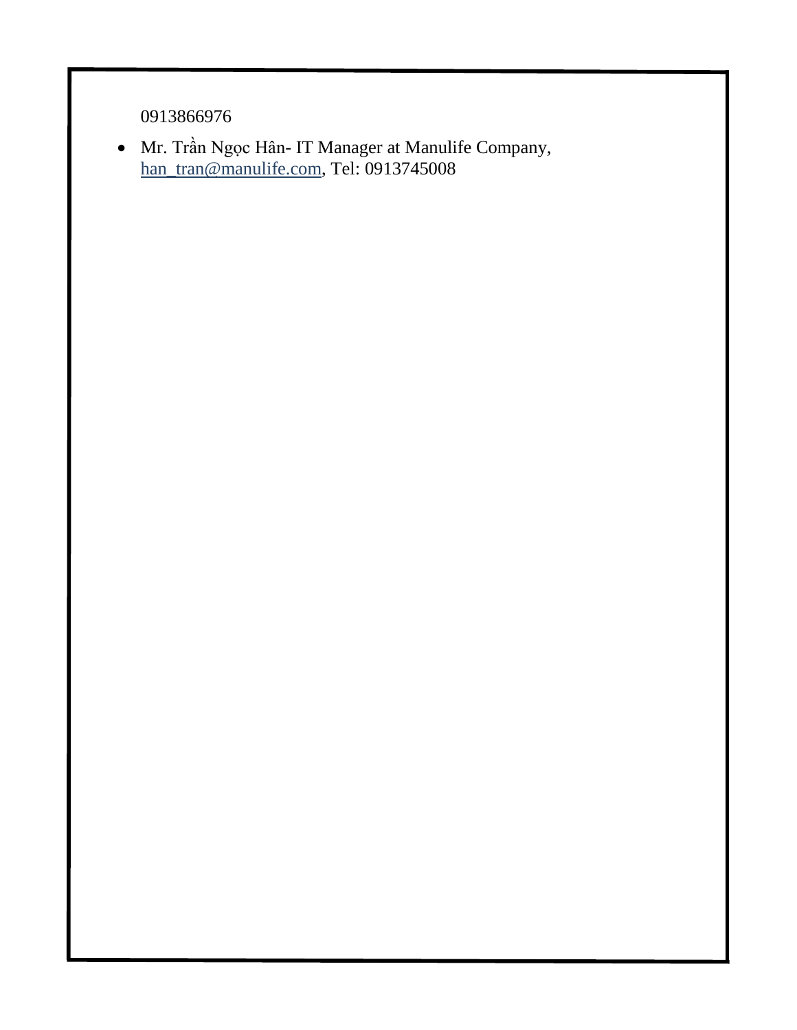0913866976

- Mr. Trần Ngọc Hân- IT Manager at Manulife Company, han_tran@manulife.com, Tel: 0913745008